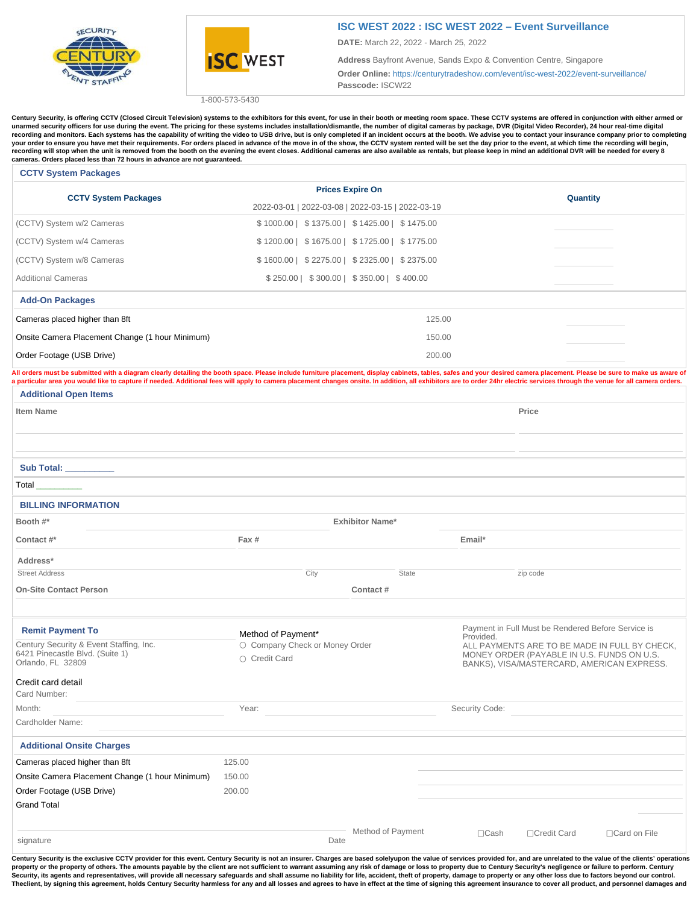# ISC WEST 2022 : ISC WEST 2022 – Event Surveillance

**DATE:** March 22, 2022 - March 25, 2022

**Address** Bayfront Avenue, Sands Expo & Convention Centre, Singapore

**Order Online:** https://centurytradeshow.com/event/isc-west-2022/event-surveillance/

**Passcode:** ISCW22

1-800-573-5430

**Century Security, is offering CCTV (Closed Circuit Television) systems to the exhibitors for this event, for use in their booth or meeting room space. These CCTV systems are offered in conjunction with either armed or unarmed security officers for use during the event. The pricing for these systems includes installation/dismantle, the number of digital cameras by package, DVR (Digital Video Recorder), 24 hour real-time digital recording and monitors. Each systems has the capability of writing the video to USB drive, but is only completed if an incident occurs at the booth. We advise you to contact your insurance company prior to completing your order to ensure you have met their requirements. For orders placed in advance of the move in of the show, the CCTV system rented will be set the day prior to the event, at which time the recording will begin, recording will stop when the unit is removed from the booth on the evening the event closes. Additional cameras are also available as rentals, but please keep in mind an additional DVR will be needed for every 8 cameras. Orders placed less than 72 hours in advance are not guaranteed.**

## CCTV System Packages

| CCTV System Packages | Prices Expire On 2022-03-01 \| 2022-03-08 \| 2022-03-15 \| 2022-03-19 | Quantity |
|---|---|---|
| (CCTV) System w/2 Cameras | $ 1000.00 \| $ 1375.00 \| $ 1425.00 \| $ 1475.00 | |
| (CCTV) System w/4 Cameras | $ 1200.00 \| $ 1675.00 \| $ 1725.00 \| $ 1775.00 | |
| (CCTV) System w/8 Cameras | $ 1600.00 \| $ 2275.00 \| $ 2325.00 \| $ 2375.00 | |
| Additional Cameras | $ 250.00 \| $ 300.00 \| $ 350.00 \| $ 400.00 | |

## Add-On Packages

| Item | Price | Quantity |
|---|---|---|
| Cameras placed higher than 8ft | 125.00 | |
| Onsite Camera Placement Change (1 hour Minimum) | 150.00 | |
| Order Footage (USB Drive) | 200.00 | |

**All orders must be submitted with a diagram clearly detailing the booth space. Please include furniture placement, display cabinets, tables, safes and your desired camera placement. Please be sure to make us aware of a particular area you would like to capture if needed. Additional fees will apply to camera placement changes onsite. In addition, all exhibitors are to order 24hr electric services through the venue for all camera orders.**

## Additional Open Items

| Item Name | Price |
|---|---|
| | |
| | |

**Sub Total:** __________

Total __________

## BILLING INFORMATION

**Booth #*** ____________ **Exhibitor Name*** ____________

**Contact #*** ____________ **Fax #** ____________ **Email*** ____________

**Address***

Street Address ____________ City ____________ State ____________ zip code ____________

**On-Site Contact Person** ____________ **Contact #** ____________

## Remit Payment To

Century Security & Event Staffing, Inc.
6421 Pinecastle Blvd. (Suite 1)
Orlando, FL 32809

Method of Payment*

- ○ Company Check or Money Order
- ○ Credit Card

Payment in Full Must be Rendered Before Service is Provided.
ALL PAYMENTS ARE TO BE MADE IN FULL BY CHECK, MONEY ORDER (PAYABLE IN U.S. FUNDS ON U.S. BANKS), VISA/MASTERCARD, AMERICAN EXPRESS.

Credit card detail

Card Number: ____________

Month: ____________ Year: ____________ Security Code: ____________

Cardholder Name: ____________

## Additional Onsite Charges

| Item | Price | |
|---|---|---|
| Cameras placed higher than 8ft | 125.00 | |
| Onsite Camera Placement Change (1 hour Minimum) | 150.00 | |
| Order Footage (USB Drive) | 200.00 | |
| Grand Total | | |

signature ____________ Date ____________ Method of Payment ☐Cash ☐Credit Card ☐Card on File

**Century Security is the exclusive CCTV provider for this event. Century Security is not an insurer. Charges are based solelyupon the value of services provided for, and are unrelated to the value of the clients' operations property or the property of others. The amounts payable by the client are not sufficient to warrant assuming any risk of damage or loss to property due to Century Security's negligence or failure to perform. Century Security, its agents and representatives, will provide all necessary safeguards and shall assume no liability for life, accident, theft of property, damage to property or any other loss due to factors beyond our control. Theclient, by signing this agreement, holds Century Security harmless for any and all losses and agrees to have in effect at the time of signing this agreement insurance to cover all product, and personnel damages and**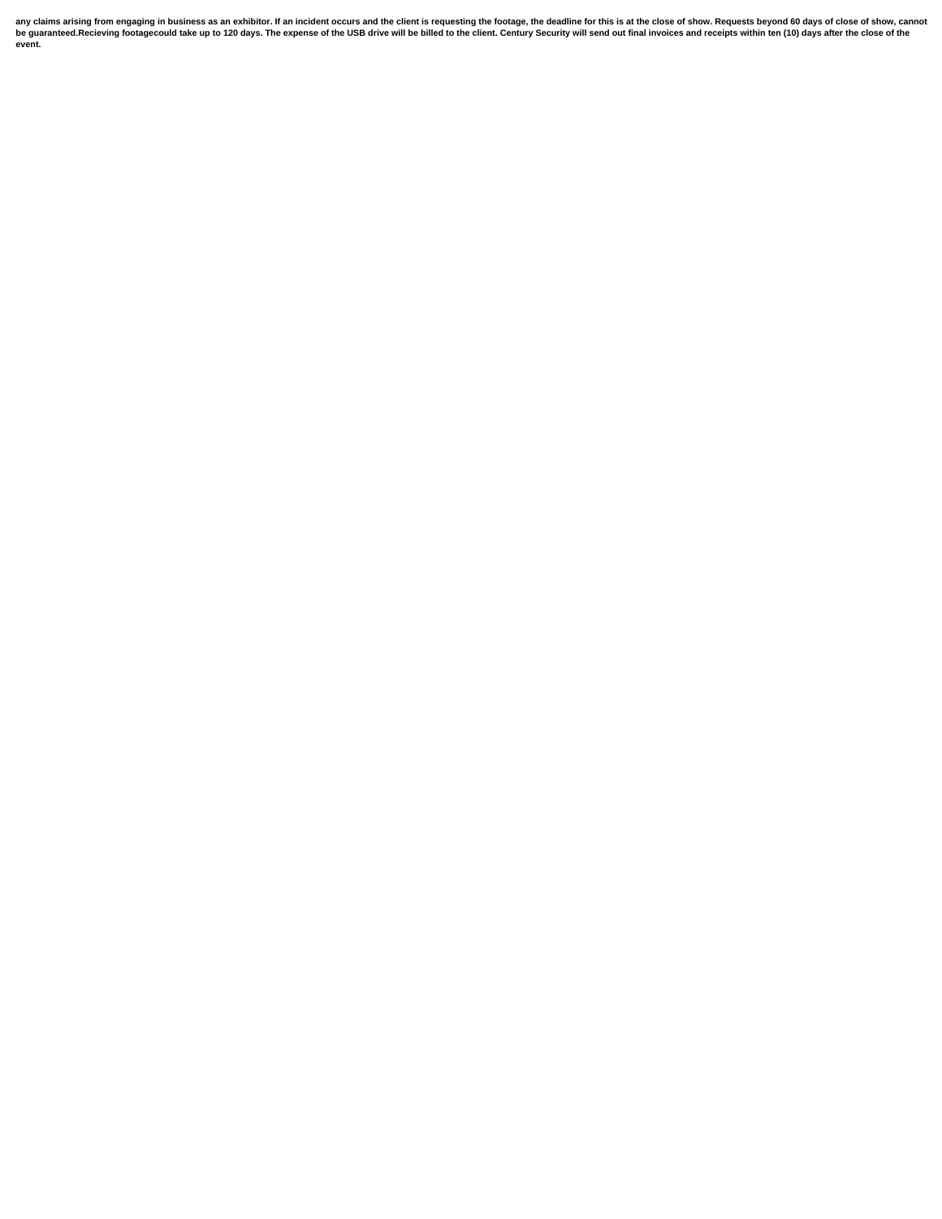**any claims arising from engaging in business as an exhibitor. If an incident occurs and the client is requesting the footage, the deadline for this is at the close of show. Requests beyond 60 days of close of show, cannot be guaranteed.Recieving footagecould take up to 120 days. The expense of the USB drive will be billed to the client. Century Security will send out final invoices and receipts within ten (10) days after the close of the event.**